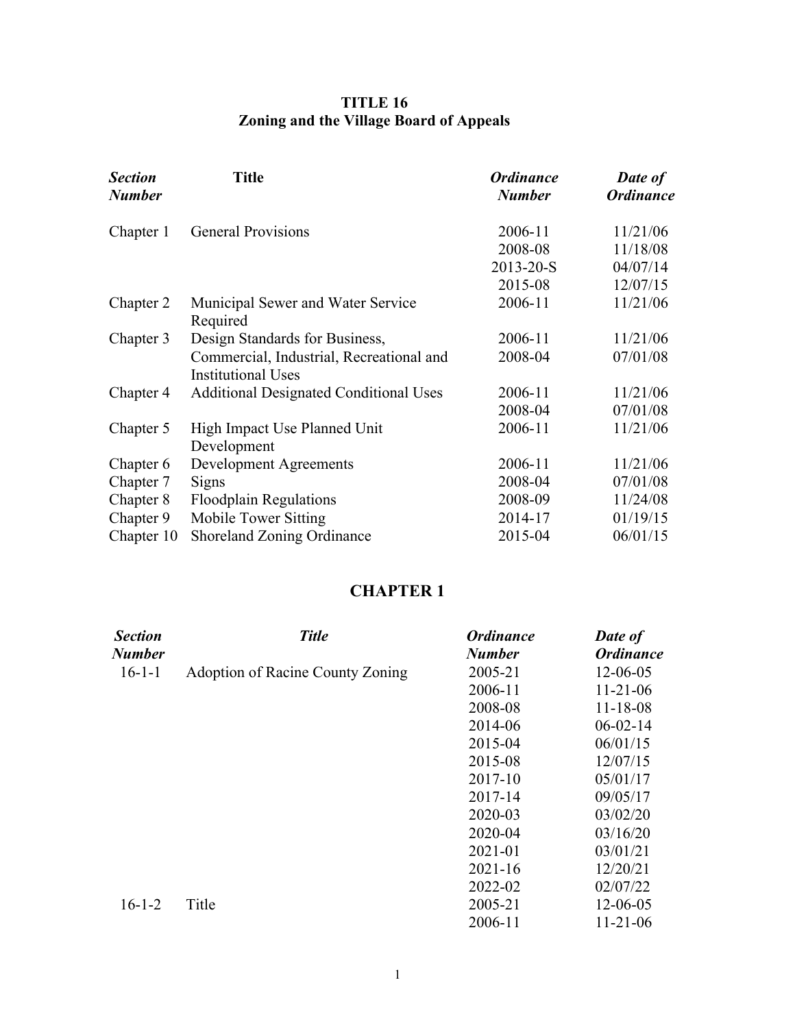# TITLE 16
## Zoning and the Village Board of Appeals

| *Section Number* | Title | *Ordinance Number* | *Date of Ordinance* |
|---|---|---|---|
| Chapter 1 | General Provisions | 2006-11 | 11/21/06 |
| | | 2008-08 | 11/18/08 |
| | | 2013-20-S | 04/07/14 |
| | | 2015-08 | 12/07/15 |
| Chapter 2 | Municipal Sewer and Water Service Required | 2006-11 | 11/21/06 |
| Chapter 3 | Design Standards for Business, Commercial, Industrial, Recreational and Institutional Uses | 2006-11 | 11/21/06 |
| | | 2008-04 | 07/01/08 |
| Chapter 4 | Additional Designated Conditional Uses | 2006-11 | 11/21/06 |
| | | 2008-04 | 07/01/08 |
| Chapter 5 | High Impact Use Planned Unit Development | 2006-11 | 11/21/06 |
| Chapter 6 | Development Agreements | 2006-11 | 11/21/06 |
| Chapter 7 | Signs | 2008-04 | 07/01/08 |
| Chapter 8 | Floodplain Regulations | 2008-09 | 11/24/08 |
| Chapter 9 | Mobile Tower Sitting | 2014-17 | 01/19/15 |
| Chapter 10 | Shoreland Zoning Ordinance | 2015-04 | 06/01/15 |

## CHAPTER 1

| *Section Number* | *Title* | *Ordinance Number* | *Date of Ordinance* |
|---|---|---|---|
| 16-1-1 | Adoption of Racine County Zoning | 2005-21 | 12-06-05 |
| | | 2006-11 | 11-21-06 |
| | | 2008-08 | 11-18-08 |
| | | 2014-06 | 06-02-14 |
| | | 2015-04 | 06/01/15 |
| | | 2015-08 | 12/07/15 |
| | | 2017-10 | 05/01/17 |
| | | 2017-14 | 09/05/17 |
| | | 2020-03 | 03/02/20 |
| | | 2020-04 | 03/16/20 |
| | | 2021-01 | 03/01/21 |
| | | 2021-16 | 12/20/21 |
| | | 2022-02 | 02/07/22 |
| 16-1-2 | Title | 2005-21 | 12-06-05 |
| | | 2006-11 | 11-21-06 |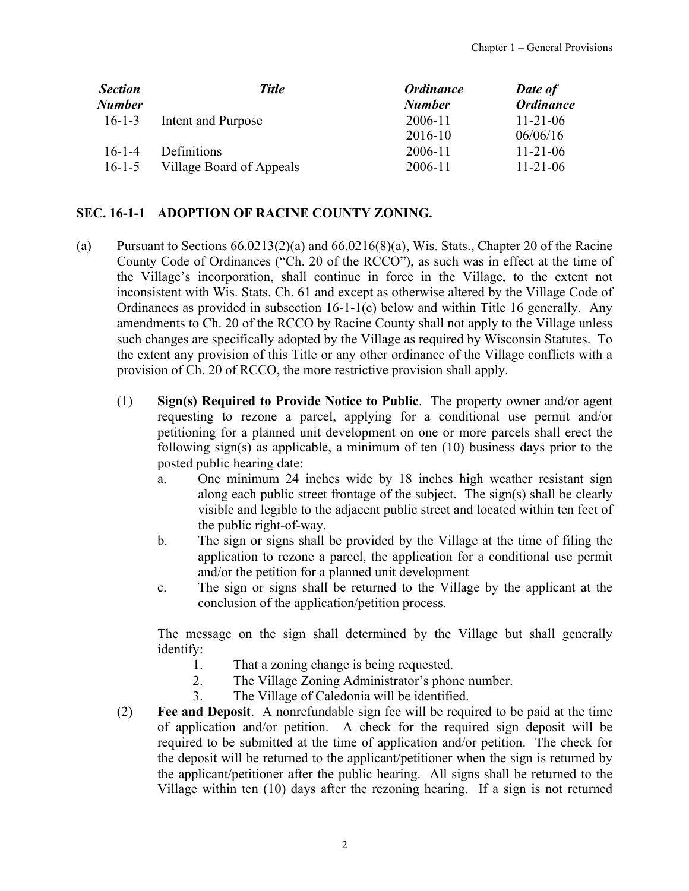| *Section Number* | *Title* | *Ordinance Number* | *Date of Ordinance* |
|---|---|---|---|
| 16-1-3 | Intent and Purpose | 2006-11 | 11-21-06 |
| | | 2016-10 | 06/06/16 |
| 16-1-4 | Definitions | 2006-11 | 11-21-06 |
| 16-1-5 | Village Board of Appeals | 2006-11 | 11-21-06 |

## SEC. 16-1-1 ADOPTION OF RACINE COUNTY ZONING.

(a) Pursuant to Sections 66.0213(2)(a) and 66.0216(8)(a), Wis. Stats., Chapter 20 of the Racine County Code of Ordinances ("Ch. 20 of the RCCO"), as such was in effect at the time of the Village's incorporation, shall continue in force in the Village, to the extent not inconsistent with Wis. Stats. Ch. 61 and except as otherwise altered by the Village Code of Ordinances as provided in subsection 16-1-1(c) below and within Title 16 generally. Any amendments to Ch. 20 of the RCCO by Racine County shall not apply to the Village unless such changes are specifically adopted by the Village as required by Wisconsin Statutes. To the extent any provision of this Title or any other ordinance of the Village conflicts with a provision of Ch. 20 of RCCO, the more restrictive provision shall apply.

(1) **Sign(s) Required to Provide Notice to Public**. The property owner and/or agent requesting to rezone a parcel, applying for a conditional use permit and/or petitioning for a planned unit development on one or more parcels shall erect the following sign(s) as applicable, a minimum of ten (10) business days prior to the posted public hearing date:

a. One minimum 24 inches wide by 18 inches high weather resistant sign along each public street frontage of the subject. The sign(s) shall be clearly visible and legible to the adjacent public street and located within ten feet of the public right-of-way.

b. The sign or signs shall be provided by the Village at the time of filing the application to rezone a parcel, the application for a conditional use permit and/or the petition for a planned unit development

c. The sign or signs shall be returned to the Village by the applicant at the conclusion of the application/petition process.

The message on the sign shall determined by the Village but shall generally identify:

1. That a zoning change is being requested.
2. The Village Zoning Administrator's phone number.
3. The Village of Caledonia will be identified.

(2) **Fee and Deposit**. A nonrefundable sign fee will be required to be paid at the time of application and/or petition. A check for the required sign deposit will be required to be submitted at the time of application and/or petition. The check for the deposit will be returned to the applicant/petitioner when the sign is returned by the applicant/petitioner after the public hearing. All signs shall be returned to the Village within ten (10) days after the rezoning hearing. If a sign is not returned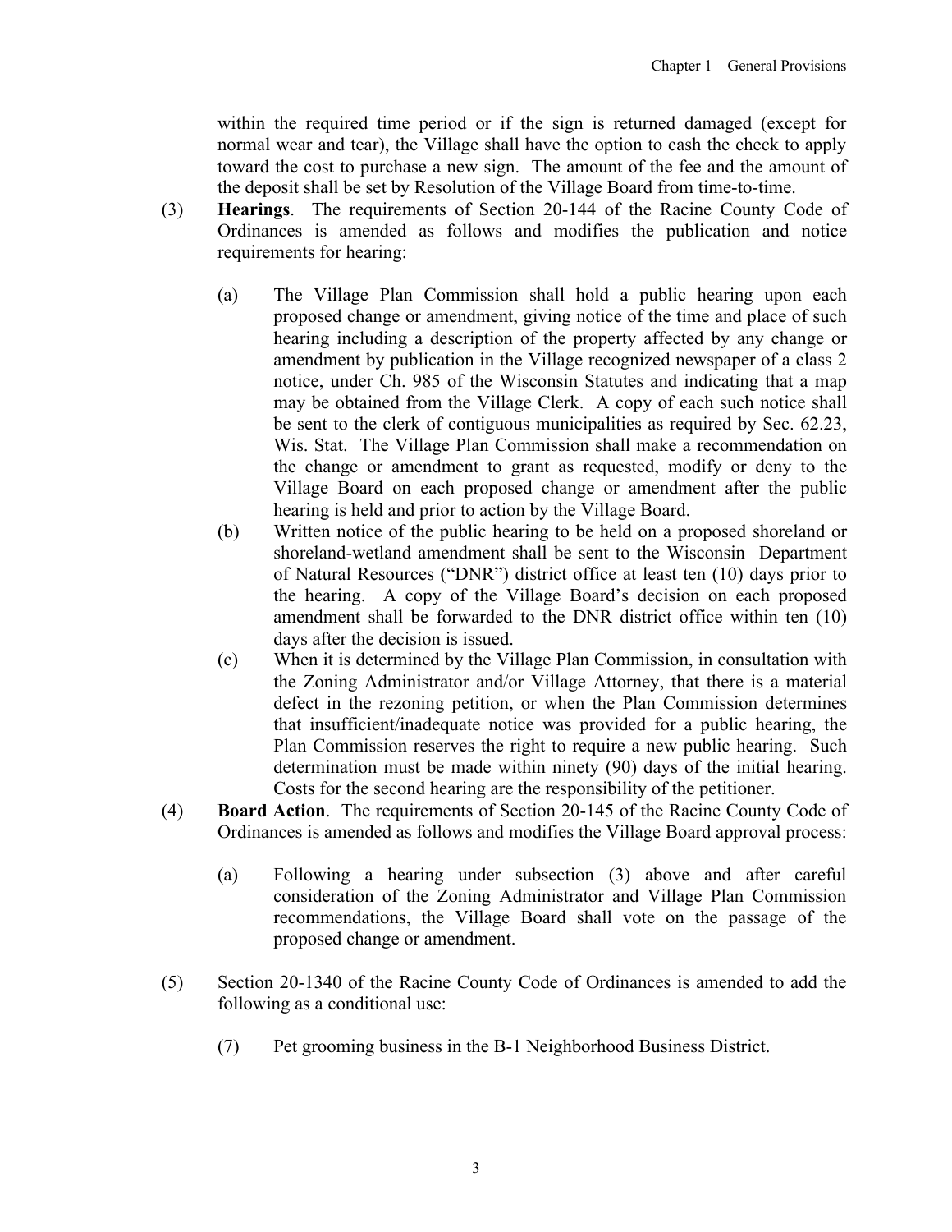within the required time period or if the sign is returned damaged (except for normal wear and tear), the Village shall have the option to cash the check to apply toward the cost to purchase a new sign. The amount of the fee and the amount of the deposit shall be set by Resolution of the Village Board from time-to-time.

(3) **Hearings**. The requirements of Section 20-144 of the Racine County Code of Ordinances is amended as follows and modifies the publication and notice requirements for hearing:

(a) The Village Plan Commission shall hold a public hearing upon each proposed change or amendment, giving notice of the time and place of such hearing including a description of the property affected by any change or amendment by publication in the Village recognized newspaper of a class 2 notice, under Ch. 985 of the Wisconsin Statutes and indicating that a map may be obtained from the Village Clerk. A copy of each such notice shall be sent to the clerk of contiguous municipalities as required by Sec. 62.23, Wis. Stat. The Village Plan Commission shall make a recommendation on the change or amendment to grant as requested, modify or deny to the Village Board on each proposed change or amendment after the public hearing is held and prior to action by the Village Board.

(b) Written notice of the public hearing to be held on a proposed shoreland or shoreland-wetland amendment shall be sent to the Wisconsin Department of Natural Resources ("DNR") district office at least ten (10) days prior to the hearing. A copy of the Village Board's decision on each proposed amendment shall be forwarded to the DNR district office within ten (10) days after the decision is issued.

(c) When it is determined by the Village Plan Commission, in consultation with the Zoning Administrator and/or Village Attorney, that there is a material defect in the rezoning petition, or when the Plan Commission determines that insufficient/inadequate notice was provided for a public hearing, the Plan Commission reserves the right to require a new public hearing. Such determination must be made within ninety (90) days of the initial hearing. Costs for the second hearing are the responsibility of the petitioner.

(4) **Board Action**. The requirements of Section 20-145 of the Racine County Code of Ordinances is amended as follows and modifies the Village Board approval process:

(a) Following a hearing under subsection (3) above and after careful consideration of the Zoning Administrator and Village Plan Commission recommendations, the Village Board shall vote on the passage of the proposed change or amendment.

(5) Section 20-1340 of the Racine County Code of Ordinances is amended to add the following as a conditional use:

(7) Pet grooming business in the B-1 Neighborhood Business District.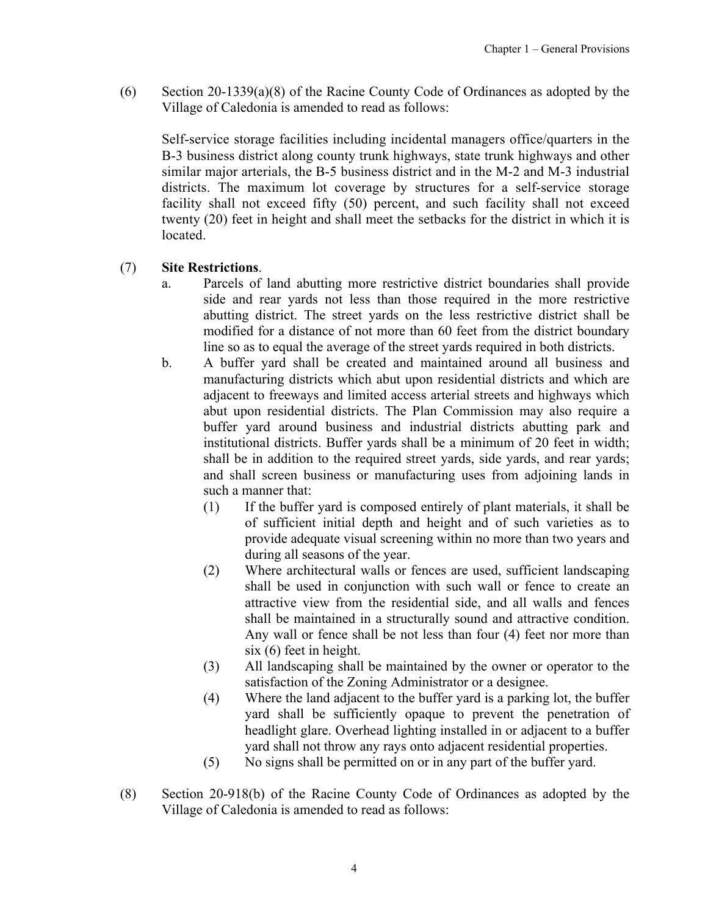(6) Section 20-1339(a)(8) of the Racine County Code of Ordinances as adopted by the Village of Caledonia is amended to read as follows:

Self-service storage facilities including incidental managers office/quarters in the B-3 business district along county trunk highways, state trunk highways and other similar major arterials, the B-5 business district and in the M-2 and M-3 industrial districts. The maximum lot coverage by structures for a self-service storage facility shall not exceed fifty (50) percent, and such facility shall not exceed twenty (20) feet in height and shall meet the setbacks for the district in which it is located.

(7) **Site Restrictions**.

a. Parcels of land abutting more restrictive district boundaries shall provide side and rear yards not less than those required in the more restrictive abutting district. The street yards on the less restrictive district shall be modified for a distance of not more than 60 feet from the district boundary line so as to equal the average of the street yards required in both districts.

b. A buffer yard shall be created and maintained around all business and manufacturing districts which abut upon residential districts and which are adjacent to freeways and limited access arterial streets and highways which abut upon residential districts. The Plan Commission may also require a buffer yard around business and industrial districts abutting park and institutional districts. Buffer yards shall be a minimum of 20 feet in width; shall be in addition to the required street yards, side yards, and rear yards; and shall screen business or manufacturing uses from adjoining lands in such a manner that:

(1) If the buffer yard is composed entirely of plant materials, it shall be of sufficient initial depth and height and of such varieties as to provide adequate visual screening within no more than two years and during all seasons of the year.

(2) Where architectural walls or fences are used, sufficient landscaping shall be used in conjunction with such wall or fence to create an attractive view from the residential side, and all walls and fences shall be maintained in a structurally sound and attractive condition. Any wall or fence shall be not less than four (4) feet nor more than six (6) feet in height.

(3) All landscaping shall be maintained by the owner or operator to the satisfaction of the Zoning Administrator or a designee.

(4) Where the land adjacent to the buffer yard is a parking lot, the buffer yard shall be sufficiently opaque to prevent the penetration of headlight glare. Overhead lighting installed in or adjacent to a buffer yard shall not throw any rays onto adjacent residential properties.

(5) No signs shall be permitted on or in any part of the buffer yard.

(8) Section 20-918(b) of the Racine County Code of Ordinances as adopted by the Village of Caledonia is amended to read as follows: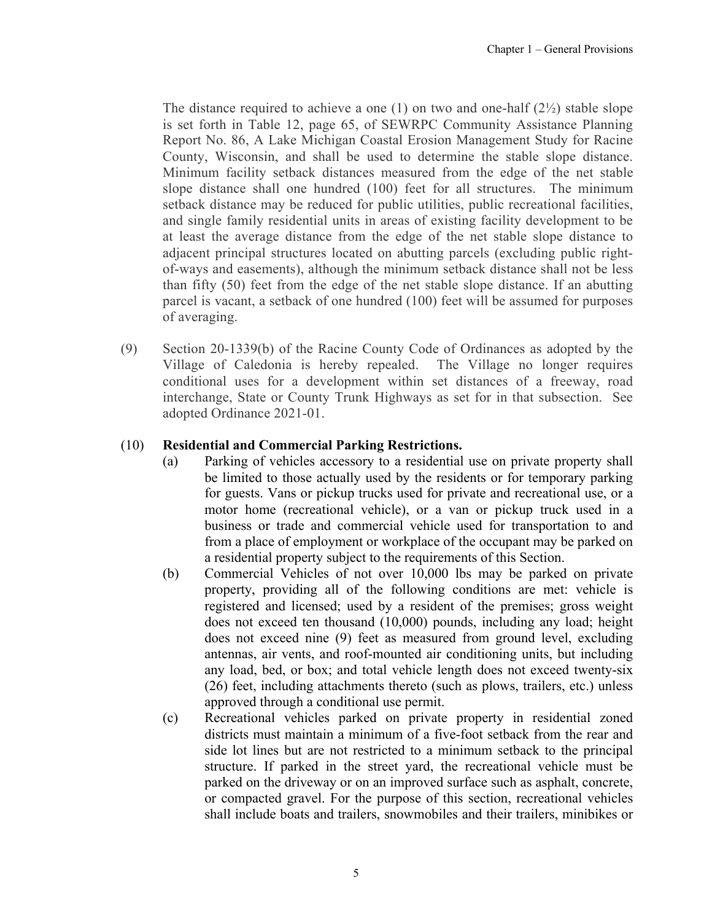The distance required to achieve a one (1) on two and one-half (2½) stable slope is set forth in Table 12, page 65, of SEWRPC Community Assistance Planning Report No. 86, A Lake Michigan Coastal Erosion Management Study for Racine County, Wisconsin, and shall be used to determine the stable slope distance. Minimum facility setback distances measured from the edge of the net stable slope distance shall one hundred (100) feet for all structures. The minimum setback distance may be reduced for public utilities, public recreational facilities, and single family residential units in areas of existing facility development to be at least the average distance from the edge of the net stable slope distance to adjacent principal structures located on abutting parcels (excluding public right-of-ways and easements), although the minimum setback distance shall not be less than fifty (50) feet from the edge of the net stable slope distance. If an abutting parcel is vacant, a setback of one hundred (100) feet will be assumed for purposes of averaging.

(9) Section 20-1339(b) of the Racine County Code of Ordinances as adopted by the Village of Caledonia is hereby repealed. The Village no longer requires conditional uses for a development within set distances of a freeway, road interchange, State or County Trunk Highways as set for in that subsection. See adopted Ordinance 2021-01.

(10) **Residential and Commercial Parking Restrictions.**

(a) Parking of vehicles accessory to a residential use on private property shall be limited to those actually used by the residents or for temporary parking for guests. Vans or pickup trucks used for private and recreational use, or a motor home (recreational vehicle), or a van or pickup truck used in a business or trade and commercial vehicle used for transportation to and from a place of employment or workplace of the occupant may be parked on a residential property subject to the requirements of this Section.

(b) Commercial Vehicles of not over 10,000 lbs may be parked on private property, providing all of the following conditions are met: vehicle is registered and licensed; used by a resident of the premises; gross weight does not exceed ten thousand (10,000) pounds, including any load; height does not exceed nine (9) feet as measured from ground level, excluding antennas, air vents, and roof-mounted air conditioning units, but including any load, bed, or box; and total vehicle length does not exceed twenty-six (26) feet, including attachments thereto (such as plows, trailers, etc.) unless approved through a conditional use permit.

(c) Recreational vehicles parked on private property in residential zoned districts must maintain a minimum of a five-foot setback from the rear and side lot lines but are not restricted to a minimum setback to the principal structure. If parked in the street yard, the recreational vehicle must be parked on the driveway or on an improved surface such as asphalt, concrete, or compacted gravel. For the purpose of this section, recreational vehicles shall include boats and trailers, snowmobiles and their trailers, minibikes or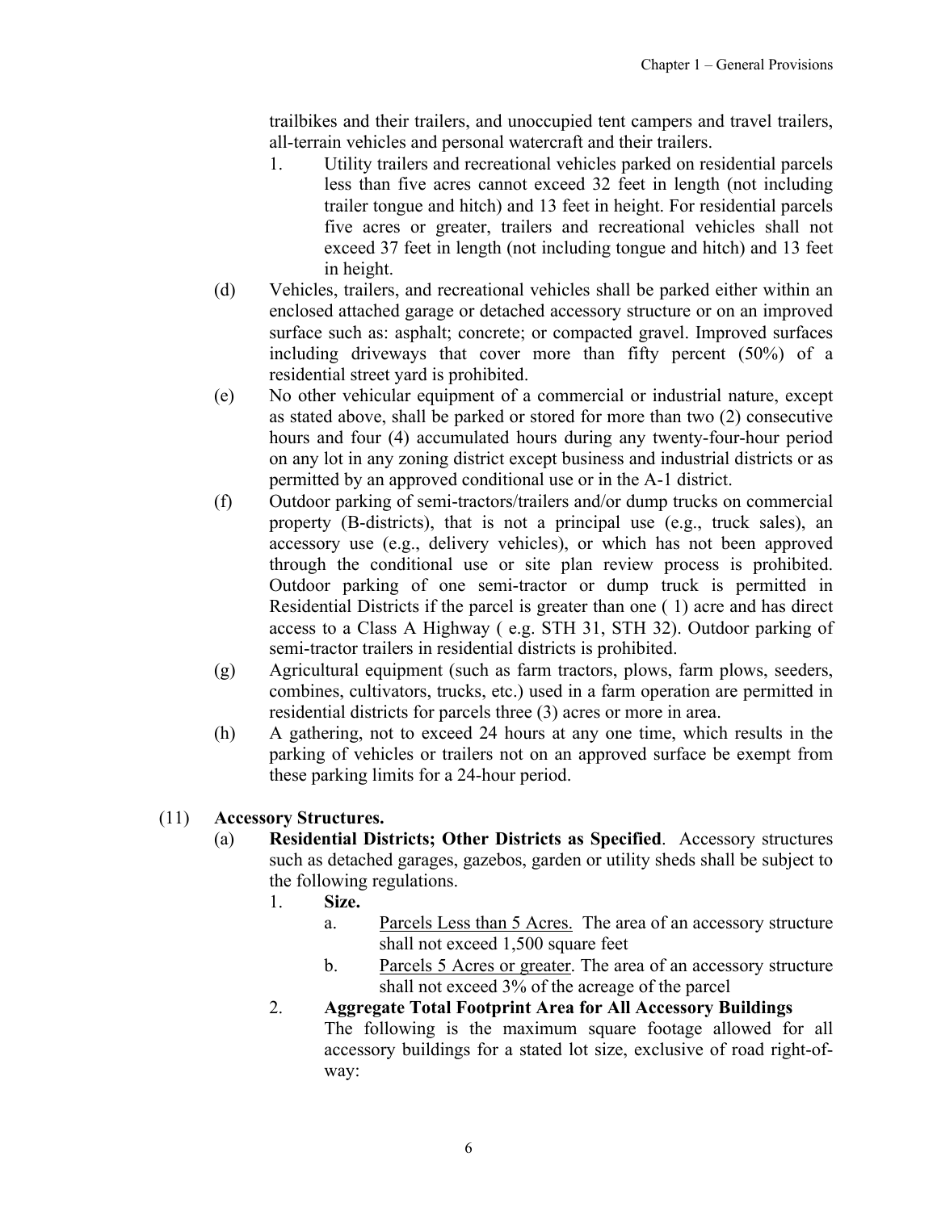trailbikes and their trailers, and unoccupied tent campers and travel trailers, all-terrain vehicles and personal watercraft and their trailers.

1. Utility trailers and recreational vehicles parked on residential parcels less than five acres cannot exceed 32 feet in length (not including trailer tongue and hitch) and 13 feet in height. For residential parcels five acres or greater, trailers and recreational vehicles shall not exceed 37 feet in length (not including tongue and hitch) and 13 feet in height.

(d) Vehicles, trailers, and recreational vehicles shall be parked either within an enclosed attached garage or detached accessory structure or on an improved surface such as: asphalt; concrete; or compacted gravel. Improved surfaces including driveways that cover more than fifty percent (50%) of a residential street yard is prohibited.

(e) No other vehicular equipment of a commercial or industrial nature, except as stated above, shall be parked or stored for more than two (2) consecutive hours and four (4) accumulated hours during any twenty-four-hour period on any lot in any zoning district except business and industrial districts or as permitted by an approved conditional use or in the A-1 district.

(f) Outdoor parking of semi-tractors/trailers and/or dump trucks on commercial property (B-districts), that is not a principal use (e.g., truck sales), an accessory use (e.g., delivery vehicles), or which has not been approved through the conditional use or site plan review process is prohibited. Outdoor parking of one semi-tractor or dump truck is permitted in Residential Districts if the parcel is greater than one ( 1) acre and has direct access to a Class A Highway ( e.g. STH 31, STH 32). Outdoor parking of semi-tractor trailers in residential districts is prohibited.

(g) Agricultural equipment (such as farm tractors, plows, farm plows, seeders, combines, cultivators, trucks, etc.) used in a farm operation are permitted in residential districts for parcels three (3) acres or more in area.

(h) A gathering, not to exceed 24 hours at any one time, which results in the parking of vehicles or trailers not on an approved surface be exempt from these parking limits for a 24-hour period.

(11) **Accessory Structures.**

(a) **Residential Districts; Other Districts as Specified**. Accessory structures such as detached garages, gazebos, garden or utility sheds shall be subject to the following regulations.

1. **Size.**
   a. Parcels Less than 5 Acres. The area of an accessory structure shall not exceed 1,500 square feet
   b. Parcels 5 Acres or greater. The area of an accessory structure shall not exceed 3% of the acreage of the parcel

2. **Aggregate Total Footprint Area for All Accessory Buildings**
   The following is the maximum square footage allowed for all accessory buildings for a stated lot size, exclusive of road right-of-way: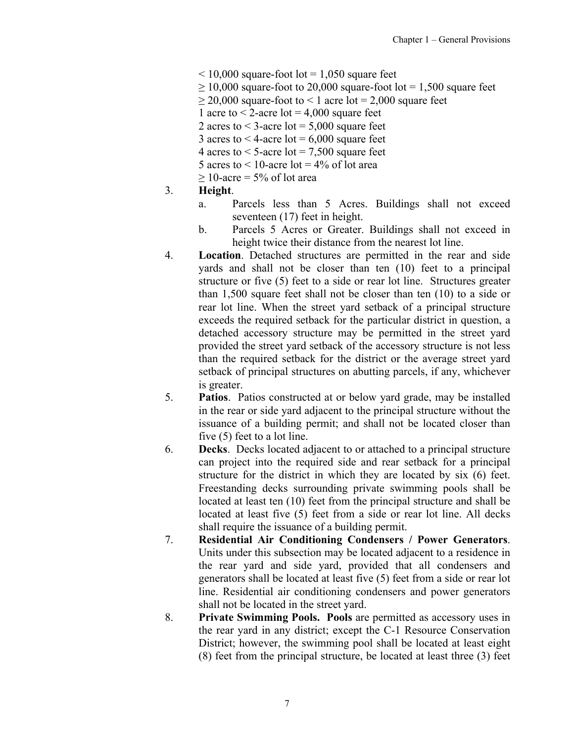< 10,000 square-foot lot = 1,050 square feet
≥ 10,000 square-foot to 20,000 square-foot lot = 1,500 square feet
≥ 20,000 square-foot to < 1 acre lot = 2,000 square feet
1 acre to < 2-acre lot = 4,000 square feet
2 acres to < 3-acre lot = 5,000 square feet
3 acres to < 4-acre lot = 6,000 square feet
4 acres to < 5-acre lot = 7,500 square feet
5 acres to < 10-acre lot = 4% of lot area
≥ 10-acre = 5% of lot area

3. **Height**.
   a. Parcels less than 5 Acres. Buildings shall not exceed seventeen (17) feet in height.
   b. Parcels 5 Acres or Greater. Buildings shall not exceed in height twice their distance from the nearest lot line.
4. **Location**. Detached structures are permitted in the rear and side yards and shall not be closer than ten (10) feet to a principal structure or five (5) feet to a side or rear lot line. Structures greater than 1,500 square feet shall not be closer than ten (10) to a side or rear lot line. When the street yard setback of a principal structure exceeds the required setback for the particular district in question, a detached accessory structure may be permitted in the street yard provided the street yard setback of the accessory structure is not less than the required setback for the district or the average street yard setback of principal structures on abutting parcels, if any, whichever is greater.
5. **Patios**. Patios constructed at or below yard grade, may be installed in the rear or side yard adjacent to the principal structure without the issuance of a building permit; and shall not be located closer than five (5) feet to a lot line.
6. **Decks**. Decks located adjacent to or attached to a principal structure can project into the required side and rear setback for a principal structure for the district in which they are located by six (6) feet. Freestanding decks surrounding private swimming pools shall be located at least ten (10) feet from the principal structure and shall be located at least five (5) feet from a side or rear lot line. All decks shall require the issuance of a building permit.
7. **Residential Air Conditioning Condensers / Power Generators**. Units under this subsection may be located adjacent to a residence in the rear yard and side yard, provided that all condensers and generators shall be located at least five (5) feet from a side or rear lot line. Residential air conditioning condensers and power generators shall not be located in the street yard.
8. **Private Swimming Pools. Pools** are permitted as accessory uses in the rear yard in any district; except the C-1 Resource Conservation District; however, the swimming pool shall be located at least eight (8) feet from the principal structure, be located at least three (3) feet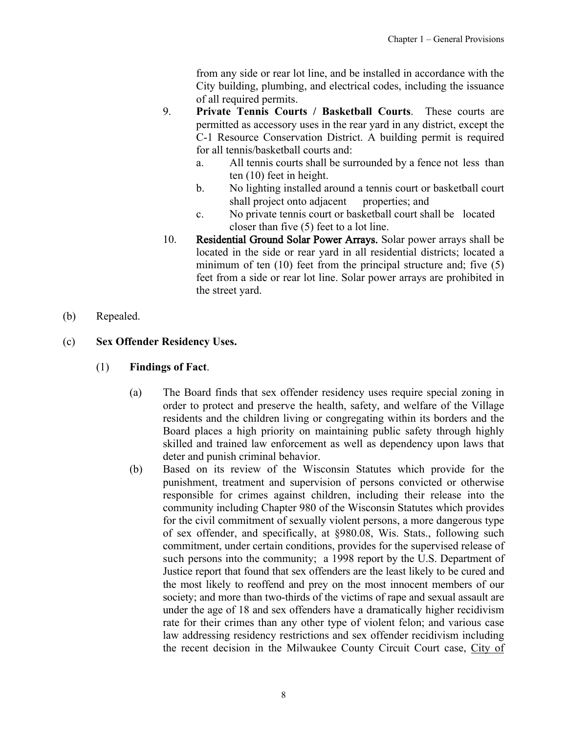from any side or rear lot line, and be installed in accordance with the City building, plumbing, and electrical codes, including the issuance of all required permits.

9. **Private Tennis Courts / Basketball Courts**. These courts are permitted as accessory uses in the rear yard in any district, except the C-1 Resource Conservation District. A building permit is required for all tennis/basketball courts and:
   a. All tennis courts shall be surrounded by a fence not less than ten (10) feet in height.
   b. No lighting installed around a tennis court or basketball court shall project onto adjacent properties; and
   c. No private tennis court or basketball court shall be located closer than five (5) feet to a lot line.

10. **Residential Ground Solar Power Arrays.** Solar power arrays shall be located in the side or rear yard in all residential districts; located a minimum of ten (10) feet from the principal structure and; five (5) feet from a side or rear lot line. Solar power arrays are prohibited in the street yard.

(b) Repealed.

(c) **Sex Offender Residency Uses.**

(1) **Findings of Fact**.

(a) The Board finds that sex offender residency uses require special zoning in order to protect and preserve the health, safety, and welfare of the Village residents and the children living or congregating within its borders and the Board places a high priority on maintaining public safety through highly skilled and trained law enforcement as well as dependency upon laws that deter and punish criminal behavior.

(b) Based on its review of the Wisconsin Statutes which provide for the punishment, treatment and supervision of persons convicted or otherwise responsible for crimes against children, including their release into the community including Chapter 980 of the Wisconsin Statutes which provides for the civil commitment of sexually violent persons, a more dangerous type of sex offender, and specifically, at §980.08, Wis. Stats., following such commitment, under certain conditions, provides for the supervised release of such persons into the community; a 1998 report by the U.S. Department of Justice report that found that sex offenders are the least likely to be cured and the most likely to reoffend and prey on the most innocent members of our society; and more than two-thirds of the victims of rape and sexual assault are under the age of 18 and sex offenders have a dramatically higher recidivism rate for their crimes than any other type of violent felon; and various case law addressing residency restrictions and sex offender recidivism including the recent decision in the Milwaukee County Circuit Court case, City of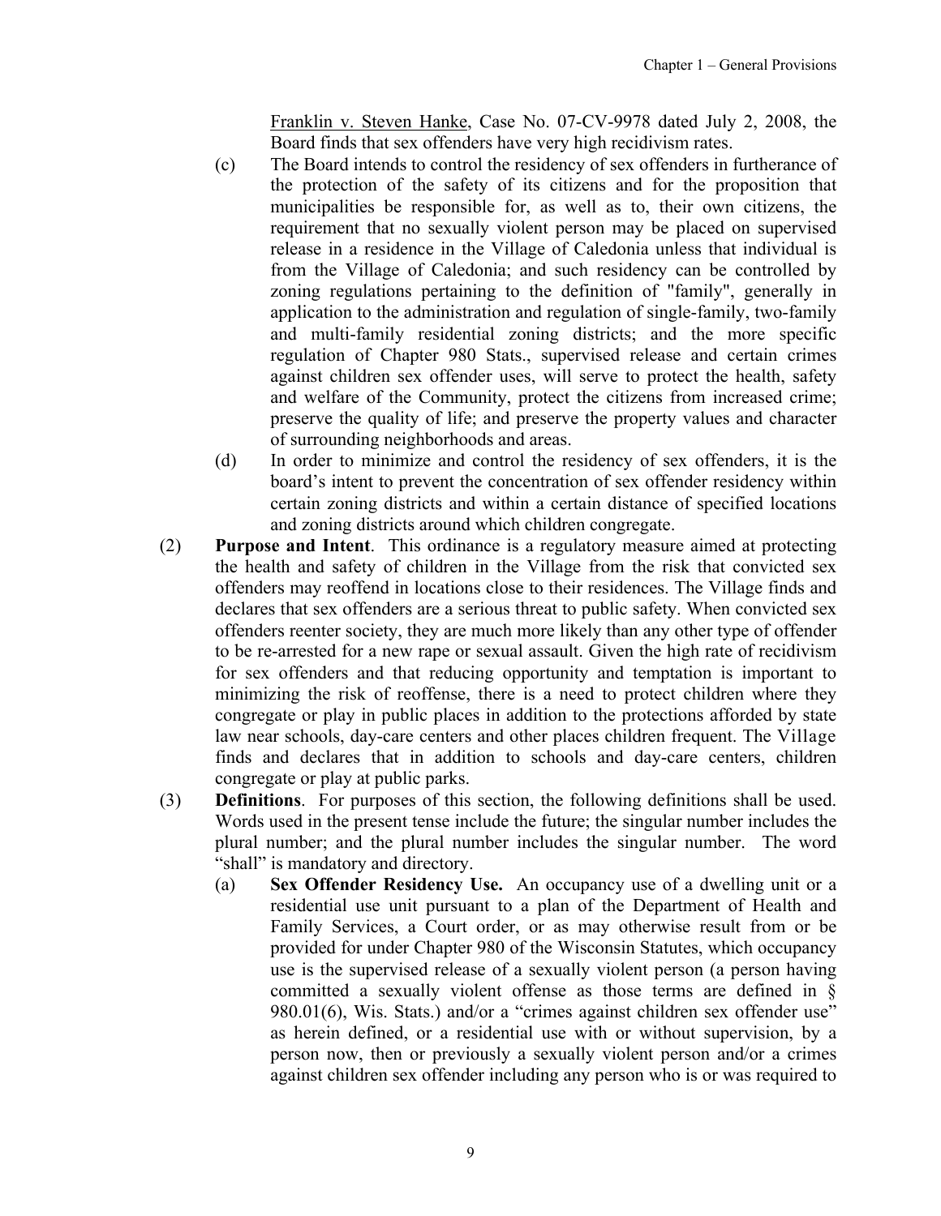Franklin v. Steven Hanke, Case No. 07-CV-9978 dated July 2, 2008, the Board finds that sex offenders have very high recidivism rates.

(c) The Board intends to control the residency of sex offenders in furtherance of the protection of the safety of its citizens and for the proposition that municipalities be responsible for, as well as to, their own citizens, the requirement that no sexually violent person may be placed on supervised release in a residence in the Village of Caledonia unless that individual is from the Village of Caledonia; and such residency can be controlled by zoning regulations pertaining to the definition of "family", generally in application to the administration and regulation of single-family, two-family and multi-family residential zoning districts; and the more specific regulation of Chapter 980 Stats., supervised release and certain crimes against children sex offender uses, will serve to protect the health, safety and welfare of the Community, protect the citizens from increased crime; preserve the quality of life; and preserve the property values and character of surrounding neighborhoods and areas.

(d) In order to minimize and control the residency of sex offenders, it is the board's intent to prevent the concentration of sex offender residency within certain zoning districts and within a certain distance of specified locations and zoning districts around which children congregate.

(2) **Purpose and Intent**. This ordinance is a regulatory measure aimed at protecting the health and safety of children in the Village from the risk that convicted sex offenders may reoffend in locations close to their residences. The Village finds and declares that sex offenders are a serious threat to public safety. When convicted sex offenders reenter society, they are much more likely than any other type of offender to be re-arrested for a new rape or sexual assault. Given the high rate of recidivism for sex offenders and that reducing opportunity and temptation is important to minimizing the risk of reoffense, there is a need to protect children where they congregate or play in public places in addition to the protections afforded by state law near schools, day-care centers and other places children frequent. The Village finds and declares that in addition to schools and day-care centers, children congregate or play at public parks.

(3) **Definitions**. For purposes of this section, the following definitions shall be used. Words used in the present tense include the future; the singular number includes the plural number; and the plural number includes the singular number. The word "shall" is mandatory and directory.

(a) **Sex Offender Residency Use.** An occupancy use of a dwelling unit or a residential use unit pursuant to a plan of the Department of Health and Family Services, a Court order, or as may otherwise result from or be provided for under Chapter 980 of the Wisconsin Statutes, which occupancy use is the supervised release of a sexually violent person (a person having committed a sexually violent offense as those terms are defined in § 980.01(6), Wis. Stats.) and/or a "crimes against children sex offender use" as herein defined, or a residential use with or without supervision, by a person now, then or previously a sexually violent person and/or a crimes against children sex offender including any person who is or was required to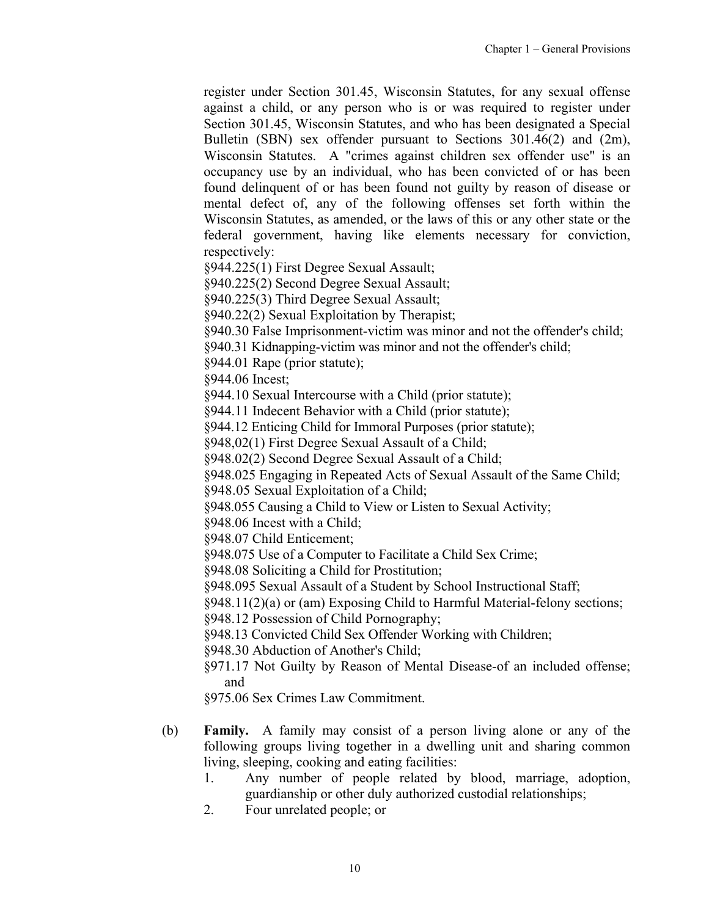register under Section 301.45, Wisconsin Statutes, for any sexual offense against a child, or any person who is or was required to register under Section 301.45, Wisconsin Statutes, and who has been designated a Special Bulletin (SBN) sex offender pursuant to Sections 301.46(2) and (2m), Wisconsin Statutes. A "crimes against children sex offender use" is an occupancy use by an individual, who has been convicted of or has been found delinquent of or has been found not guilty by reason of disease or mental defect of, any of the following offenses set forth within the Wisconsin Statutes, as amended, or the laws of this or any other state or the federal government, having like elements necessary for conviction, respectively:

§944.225(1) First Degree Sexual Assault;
§940.225(2) Second Degree Sexual Assault;
§940.225(3) Third Degree Sexual Assault;
§940.22(2) Sexual Exploitation by Therapist;
§940.30 False Imprisonment-victim was minor and not the offender's child;
§940.31 Kidnapping-victim was minor and not the offender's child;
§944.01 Rape (prior statute);
§944.06 Incest;
§944.10 Sexual Intercourse with a Child (prior statute);
§944.11 Indecent Behavior with a Child (prior statute);
§944.12 Enticing Child for Immoral Purposes (prior statute);
§948,02(1) First Degree Sexual Assault of a Child;
§948.02(2) Second Degree Sexual Assault of a Child;
§948.025 Engaging in Repeated Acts of Sexual Assault of the Same Child;
§948.05 Sexual Exploitation of a Child;
§948.055 Causing a Child to View or Listen to Sexual Activity;
§948.06 Incest with a Child;
§948.07 Child Enticement;
§948.075 Use of a Computer to Facilitate a Child Sex Crime;
§948.08 Soliciting a Child for Prostitution;
§948.095 Sexual Assault of a Student by School Instructional Staff;
§948.11(2)(a) or (am) Exposing Child to Harmful Material-felony sections;
§948.12 Possession of Child Pornography;
§948.13 Convicted Child Sex Offender Working with Children;
§948.30 Abduction of Another's Child;
§971.17 Not Guilty by Reason of Mental Disease-of an included offense; and
§975.06 Sex Crimes Law Commitment.

(b) **Family.** A family may consist of a person living alone or any of the following groups living together in a dwelling unit and sharing common living, sleeping, cooking and eating facilities:

1. Any number of people related by blood, marriage, adoption, guardianship or other duly authorized custodial relationships;
2. Four unrelated people; or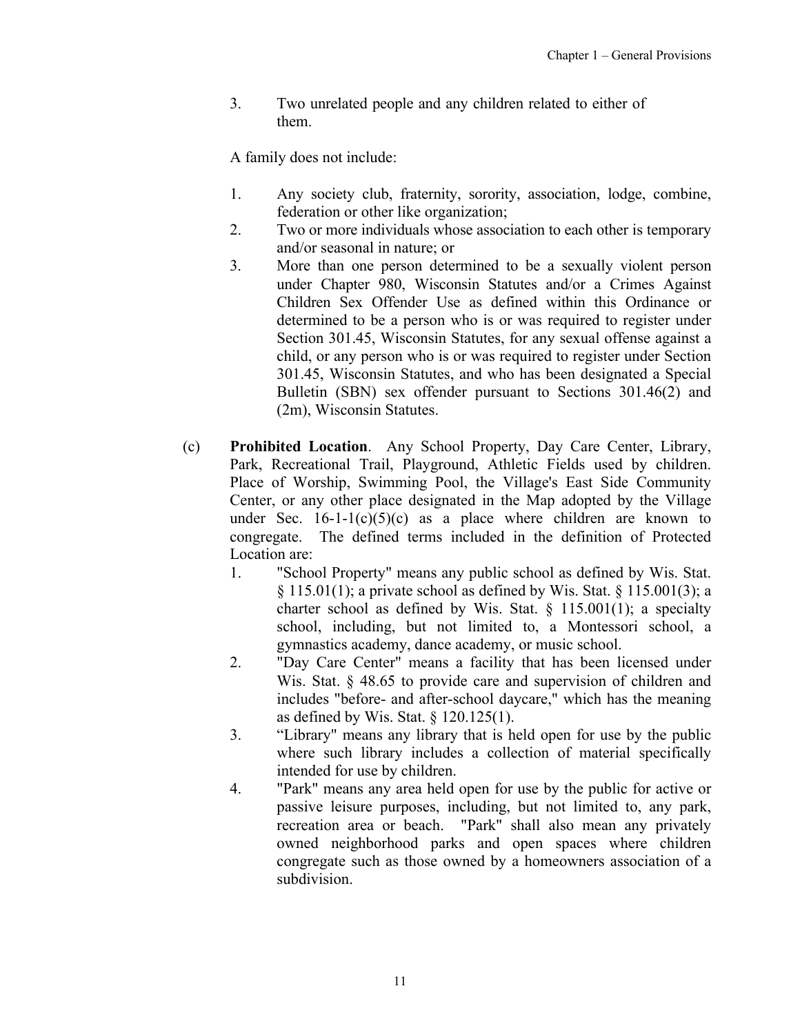3. Two unrelated people and any children related to either of them.

A family does not include:

1. Any society club, fraternity, sorority, association, lodge, combine, federation or other like organization;
2. Two or more individuals whose association to each other is temporary and/or seasonal in nature; or
3. More than one person determined to be a sexually violent person under Chapter 980, Wisconsin Statutes and/or a Crimes Against Children Sex Offender Use as defined within this Ordinance or determined to be a person who is or was required to register under Section 301.45, Wisconsin Statutes, for any sexual offense against a child, or any person who is or was required to register under Section 301.45, Wisconsin Statutes, and who has been designated a Special Bulletin (SBN) sex offender pursuant to Sections 301.46(2) and (2m), Wisconsin Statutes.

(c) **Prohibited Location**. Any School Property, Day Care Center, Library, Park, Recreational Trail, Playground, Athletic Fields used by children. Place of Worship, Swimming Pool, the Village's East Side Community Center, or any other place designated in the Map adopted by the Village under Sec. 16-1-1(c)(5)(c) as a place where children are known to congregate. The defined terms included in the definition of Protected Location are:

1. "School Property" means any public school as defined by Wis. Stat. § 115.01(1); a private school as defined by Wis. Stat. § 115.001(3); a charter school as defined by Wis. Stat. § 115.001(1); a specialty school, including, but not limited to, a Montessori school, a gymnastics academy, dance academy, or music school.
2. "Day Care Center" means a facility that has been licensed under Wis. Stat. § 48.65 to provide care and supervision of children and includes "before- and after-school daycare," which has the meaning as defined by Wis. Stat. § 120.125(1).
3. "Library" means any library that is held open for use by the public where such library includes a collection of material specifically intended for use by children.
4. "Park" means any area held open for use by the public for active or passive leisure purposes, including, but not limited to, any park, recreation area or beach. "Park" shall also mean any privately owned neighborhood parks and open spaces where children congregate such as those owned by a homeowners association of a subdivision.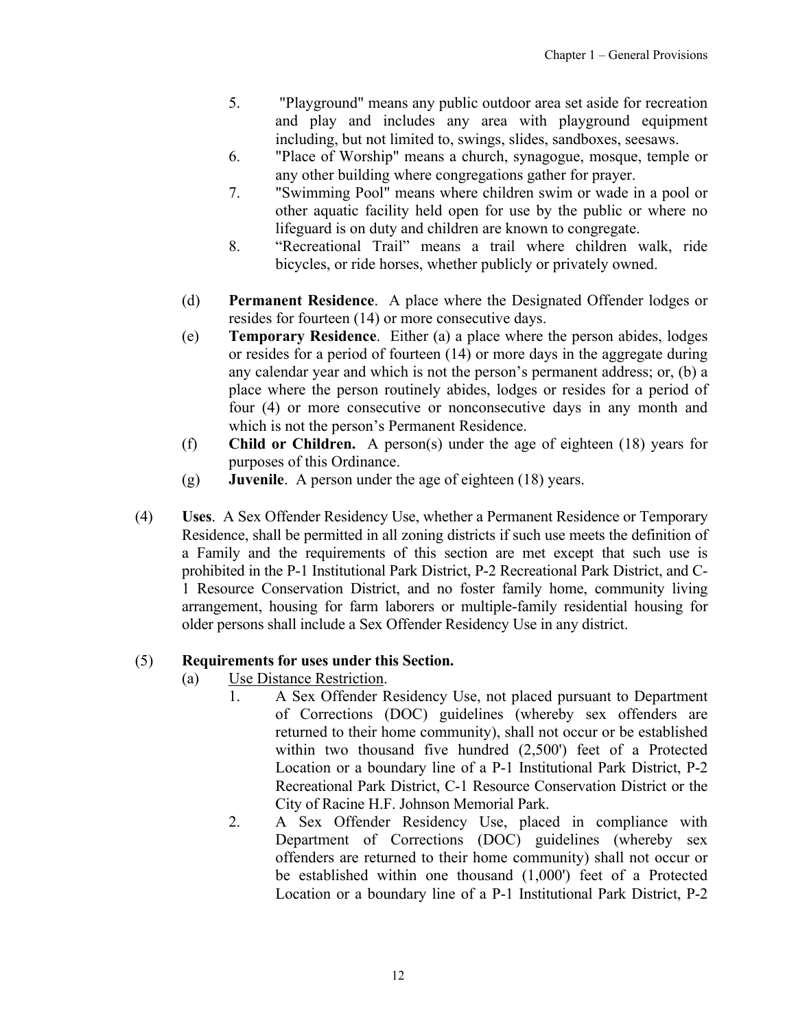5. "Playground" means any public outdoor area set aside for recreation and play and includes any area with playground equipment including, but not limited to, swings, slides, sandboxes, seesaws.
6. "Place of Worship" means a church, synagogue, mosque, temple or any other building where congregations gather for prayer.
7. "Swimming Pool" means where children swim or wade in a pool or other aquatic facility held open for use by the public or where no lifeguard is on duty and children are known to congregate.
8. “Recreational Trail” means a trail where children walk, ride bicycles, or ride horses, whether publicly or privately owned.

(d) **Permanent Residence**. A place where the Designated Offender lodges or resides for fourteen (14) or more consecutive days.

(e) **Temporary Residence**. Either (a) a place where the person abides, lodges or resides for a period of fourteen (14) or more days in the aggregate during any calendar year and which is not the person’s permanent address; or, (b) a place where the person routinely abides, lodges or resides for a period of four (4) or more consecutive or nonconsecutive days in any month and which is not the person’s Permanent Residence.

(f) **Child or Children.** A person(s) under the age of eighteen (18) years for purposes of this Ordinance.

(g) **Juvenile**. A person under the age of eighteen (18) years.

(4) **Uses**. A Sex Offender Residency Use, whether a Permanent Residence or Temporary Residence, shall be permitted in all zoning districts if such use meets the definition of a Family and the requirements of this section are met except that such use is prohibited in the P-1 Institutional Park District, P-2 Recreational Park District, and C-1 Resource Conservation District, and no foster family home, community living arrangement, housing for farm laborers or multiple-family residential housing for older persons shall include a Sex Offender Residency Use in any district.

(5) **Requirements for uses under this Section.**

(a) Use Distance Restriction.

1. A Sex Offender Residency Use, not placed pursuant to Department of Corrections (DOC) guidelines (whereby sex offenders are returned to their home community), shall not occur or be established within two thousand five hundred (2,500') feet of a Protected Location or a boundary line of a P-1 Institutional Park District, P-2 Recreational Park District, C-1 Resource Conservation District or the City of Racine H.F. Johnson Memorial Park.
2. A Sex Offender Residency Use, placed in compliance with Department of Corrections (DOC) guidelines (whereby sex offenders are returned to their home community) shall not occur or be established within one thousand (1,000') feet of a Protected Location or a boundary line of a P-1 Institutional Park District, P-2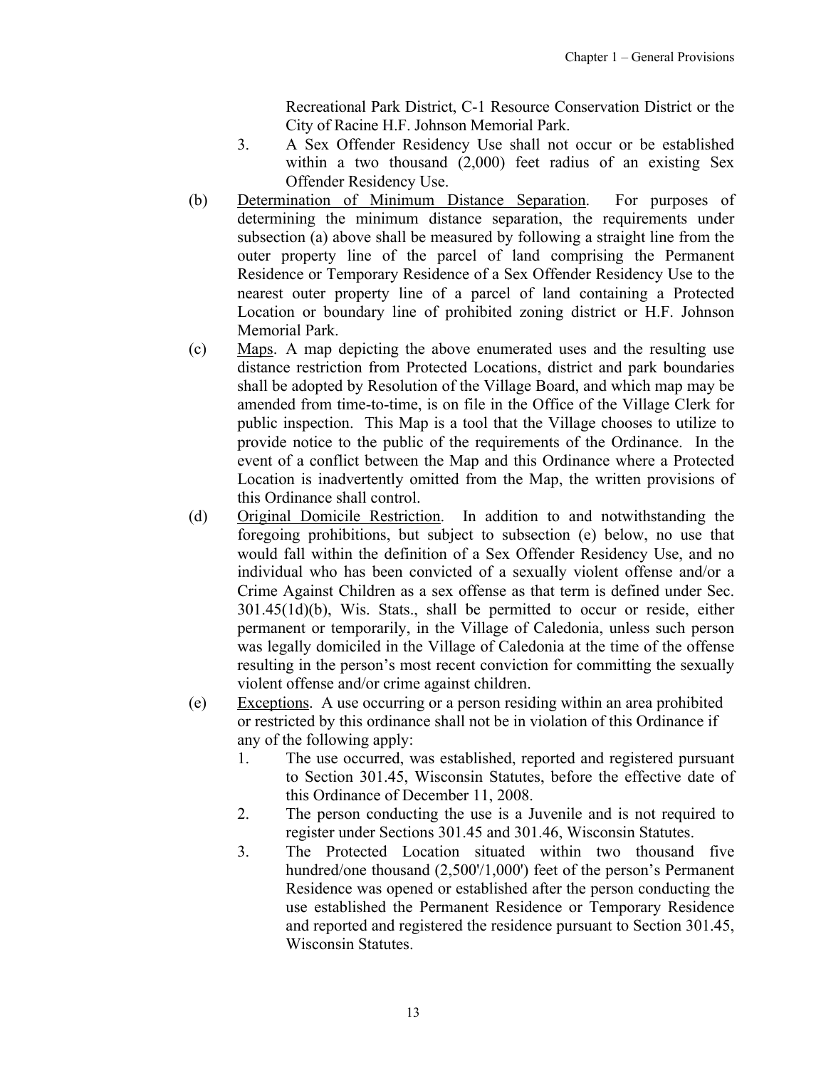Recreational Park District, C-1 Resource Conservation District or the City of Racine H.F. Johnson Memorial Park.

3. A Sex Offender Residency Use shall not occur or be established within a two thousand (2,000) feet radius of an existing Sex Offender Residency Use.

(b) Determination of Minimum Distance Separation. For purposes of determining the minimum distance separation, the requirements under subsection (a) above shall be measured by following a straight line from the outer property line of the parcel of land comprising the Permanent Residence or Temporary Residence of a Sex Offender Residency Use to the nearest outer property line of a parcel of land containing a Protected Location or boundary line of prohibited zoning district or H.F. Johnson Memorial Park.

(c) Maps. A map depicting the above enumerated uses and the resulting use distance restriction from Protected Locations, district and park boundaries shall be adopted by Resolution of the Village Board, and which map may be amended from time-to-time, is on file in the Office of the Village Clerk for public inspection. This Map is a tool that the Village chooses to utilize to provide notice to the public of the requirements of the Ordinance. In the event of a conflict between the Map and this Ordinance where a Protected Location is inadvertently omitted from the Map, the written provisions of this Ordinance shall control.

(d) Original Domicile Restriction. In addition to and notwithstanding the foregoing prohibitions, but subject to subsection (e) below, no use that would fall within the definition of a Sex Offender Residency Use, and no individual who has been convicted of a sexually violent offense and/or a Crime Against Children as a sex offense as that term is defined under Sec. 301.45(1d)(b), Wis. Stats., shall be permitted to occur or reside, either permanent or temporarily, in the Village of Caledonia, unless such person was legally domiciled in the Village of Caledonia at the time of the offense resulting in the person's most recent conviction for committing the sexually violent offense and/or crime against children.

(e) Exceptions. A use occurring or a person residing within an area prohibited or restricted by this ordinance shall not be in violation of this Ordinance if any of the following apply:

1. The use occurred, was established, reported and registered pursuant to Section 301.45, Wisconsin Statutes, before the effective date of this Ordinance of December 11, 2008.
2. The person conducting the use is a Juvenile and is not required to register under Sections 301.45 and 301.46, Wisconsin Statutes.
3. The Protected Location situated within two thousand five hundred/one thousand (2,500'/1,000') feet of the person's Permanent Residence was opened or established after the person conducting the use established the Permanent Residence or Temporary Residence and reported and registered the residence pursuant to Section 301.45, Wisconsin Statutes.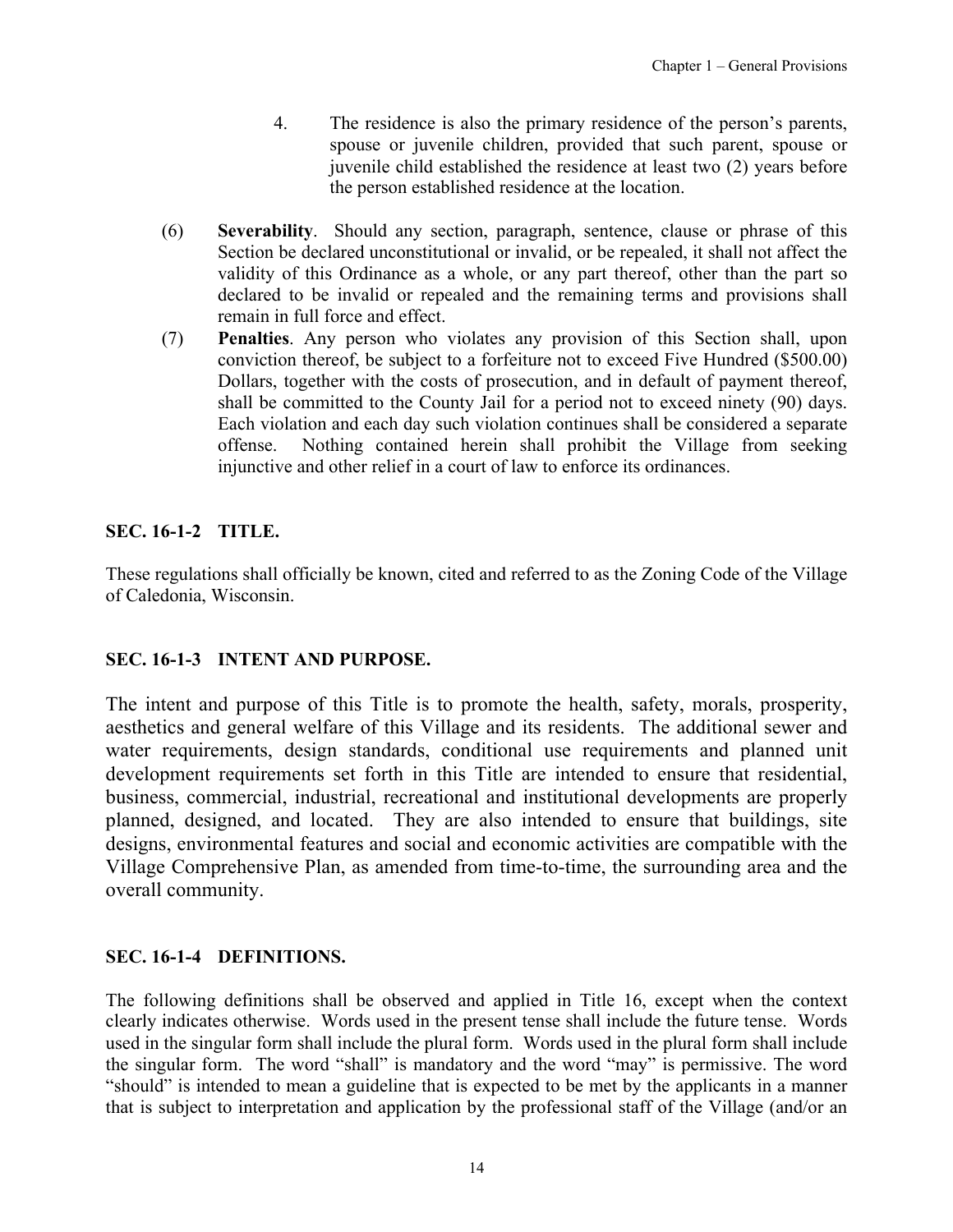4. The residence is also the primary residence of the person's parents, spouse or juvenile children, provided that such parent, spouse or juvenile child established the residence at least two (2) years before the person established residence at the location.

(6) **Severability**. Should any section, paragraph, sentence, clause or phrase of this Section be declared unconstitutional or invalid, or be repealed, it shall not affect the validity of this Ordinance as a whole, or any part thereof, other than the part so declared to be invalid or repealed and the remaining terms and provisions shall remain in full force and effect.

(7) **Penalties**. Any person who violates any provision of this Section shall, upon conviction thereof, be subject to a forfeiture not to exceed Five Hundred ($500.00) Dollars, together with the costs of prosecution, and in default of payment thereof, shall be committed to the County Jail for a period not to exceed ninety (90) days. Each violation and each day such violation continues shall be considered a separate offense. Nothing contained herein shall prohibit the Village from seeking injunctive and other relief in a court of law to enforce its ordinances.

## SEC. 16-1-2 TITLE.

These regulations shall officially be known, cited and referred to as the Zoning Code of the Village of Caledonia, Wisconsin.

## SEC. 16-1-3 INTENT AND PURPOSE.

The intent and purpose of this Title is to promote the health, safety, morals, prosperity, aesthetics and general welfare of this Village and its residents. The additional sewer and water requirements, design standards, conditional use requirements and planned unit development requirements set forth in this Title are intended to ensure that residential, business, commercial, industrial, recreational and institutional developments are properly planned, designed, and located. They are also intended to ensure that buildings, site designs, environmental features and social and economic activities are compatible with the Village Comprehensive Plan, as amended from time-to-time, the surrounding area and the overall community.

## SEC. 16-1-4 DEFINITIONS.

The following definitions shall be observed and applied in Title 16, except when the context clearly indicates otherwise. Words used in the present tense shall include the future tense. Words used in the singular form shall include the plural form. Words used in the plural form shall include the singular form. The word "shall" is mandatory and the word "may" is permissive. The word "should" is intended to mean a guideline that is expected to be met by the applicants in a manner that is subject to interpretation and application by the professional staff of the Village (and/or an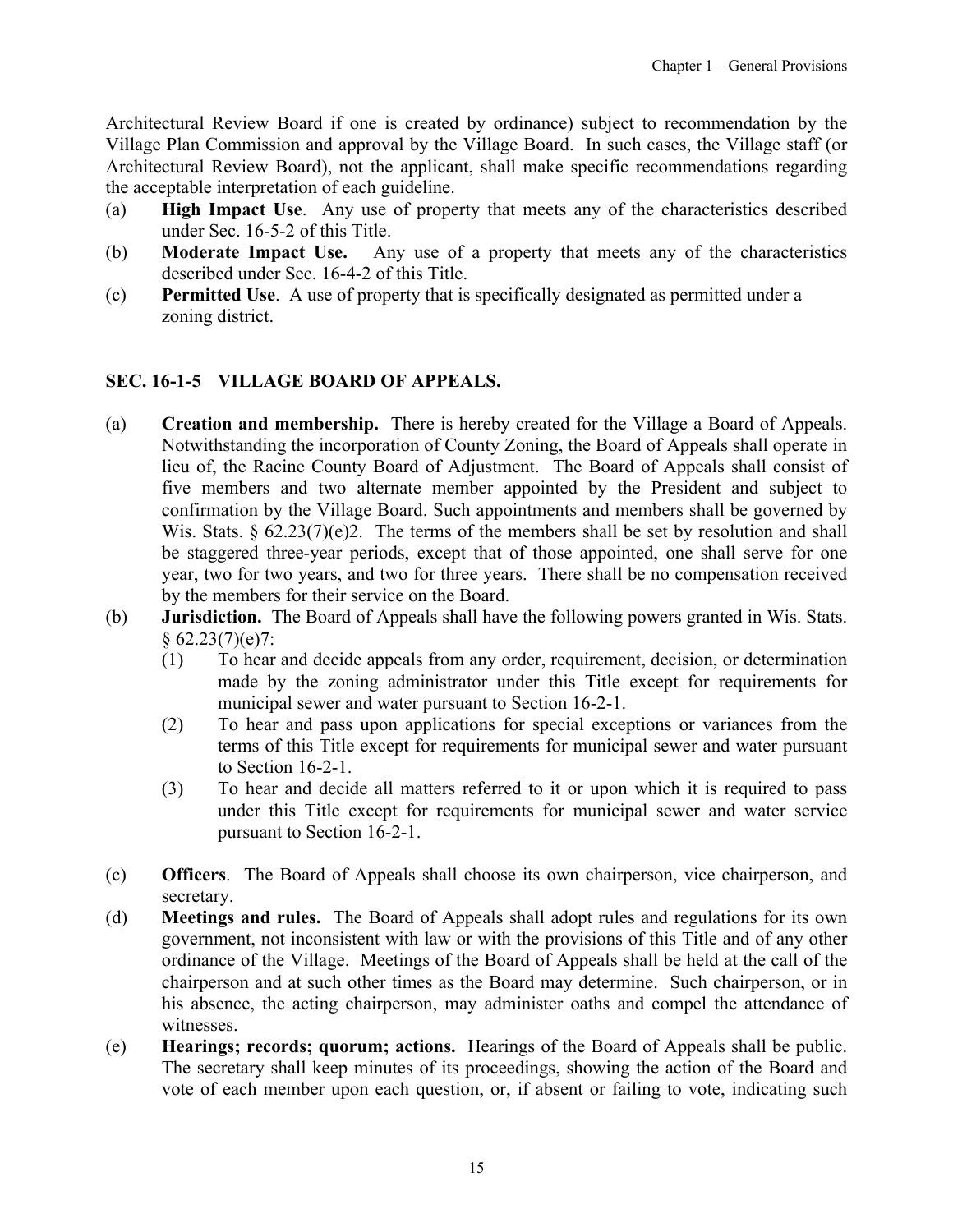Architectural Review Board if one is created by ordinance) subject to recommendation by the Village Plan Commission and approval by the Village Board. In such cases, the Village staff (or Architectural Review Board), not the applicant, shall make specific recommendations regarding the acceptable interpretation of each guideline.

(a) **High Impact Use**. Any use of property that meets any of the characteristics described under Sec. 16-5-2 of this Title.

(b) **Moderate Impact Use.** Any use of a property that meets any of the characteristics described under Sec. 16-4-2 of this Title.

(c) **Permitted Use**. A use of property that is specifically designated as permitted under a zoning district.

## SEC. 16-1-5 VILLAGE BOARD OF APPEALS.

(a) **Creation and membership.** There is hereby created for the Village a Board of Appeals. Notwithstanding the incorporation of County Zoning, the Board of Appeals shall operate in lieu of, the Racine County Board of Adjustment. The Board of Appeals shall consist of five members and two alternate member appointed by the President and subject to confirmation by the Village Board. Such appointments and members shall be governed by Wis. Stats. § 62.23(7)(e)2. The terms of the members shall be set by resolution and shall be staggered three-year periods, except that of those appointed, one shall serve for one year, two for two years, and two for three years. There shall be no compensation received by the members for their service on the Board.

(b) **Jurisdiction.** The Board of Appeals shall have the following powers granted in Wis. Stats. § 62.23(7)(e)7:

(1) To hear and decide appeals from any order, requirement, decision, or determination made by the zoning administrator under this Title except for requirements for municipal sewer and water pursuant to Section 16-2-1.

(2) To hear and pass upon applications for special exceptions or variances from the terms of this Title except for requirements for municipal sewer and water pursuant to Section 16-2-1.

(3) To hear and decide all matters referred to it or upon which it is required to pass under this Title except for requirements for municipal sewer and water service pursuant to Section 16-2-1.

(c) **Officers**. The Board of Appeals shall choose its own chairperson, vice chairperson, and secretary.

(d) **Meetings and rules.** The Board of Appeals shall adopt rules and regulations for its own government, not inconsistent with law or with the provisions of this Title and of any other ordinance of the Village. Meetings of the Board of Appeals shall be held at the call of the chairperson and at such other times as the Board may determine. Such chairperson, or in his absence, the acting chairperson, may administer oaths and compel the attendance of witnesses.

(e) **Hearings; records; quorum; actions.** Hearings of the Board of Appeals shall be public. The secretary shall keep minutes of its proceedings, showing the action of the Board and vote of each member upon each question, or, if absent or failing to vote, indicating such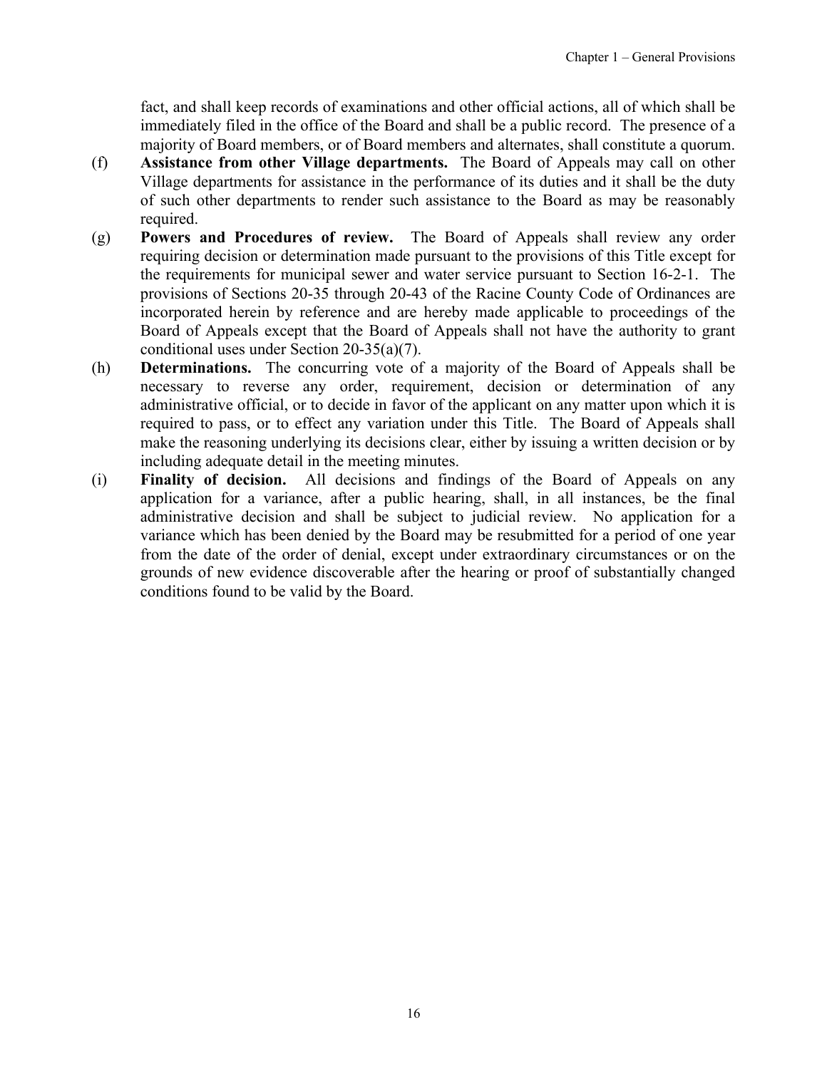fact, and shall keep records of examinations and other official actions, all of which shall be immediately filed in the office of the Board and shall be a public record. The presence of a majority of Board members, or of Board members and alternates, shall constitute a quorum.

(f) **Assistance from other Village departments.** The Board of Appeals may call on other Village departments for assistance in the performance of its duties and it shall be the duty of such other departments to render such assistance to the Board as may be reasonably required.

(g) **Powers and Procedures of review.** The Board of Appeals shall review any order requiring decision or determination made pursuant to the provisions of this Title except for the requirements for municipal sewer and water service pursuant to Section 16-2-1. The provisions of Sections 20-35 through 20-43 of the Racine County Code of Ordinances are incorporated herein by reference and are hereby made applicable to proceedings of the Board of Appeals except that the Board of Appeals shall not have the authority to grant conditional uses under Section 20-35(a)(7).

(h) **Determinations.** The concurring vote of a majority of the Board of Appeals shall be necessary to reverse any order, requirement, decision or determination of any administrative official, or to decide in favor of the applicant on any matter upon which it is required to pass, or to effect any variation under this Title. The Board of Appeals shall make the reasoning underlying its decisions clear, either by issuing a written decision or by including adequate detail in the meeting minutes.

(i) **Finality of decision.** All decisions and findings of the Board of Appeals on any application for a variance, after a public hearing, shall, in all instances, be the final administrative decision and shall be subject to judicial review. No application for a variance which has been denied by the Board may be resubmitted for a period of one year from the date of the order of denial, except under extraordinary circumstances or on the grounds of new evidence discoverable after the hearing or proof of substantially changed conditions found to be valid by the Board.